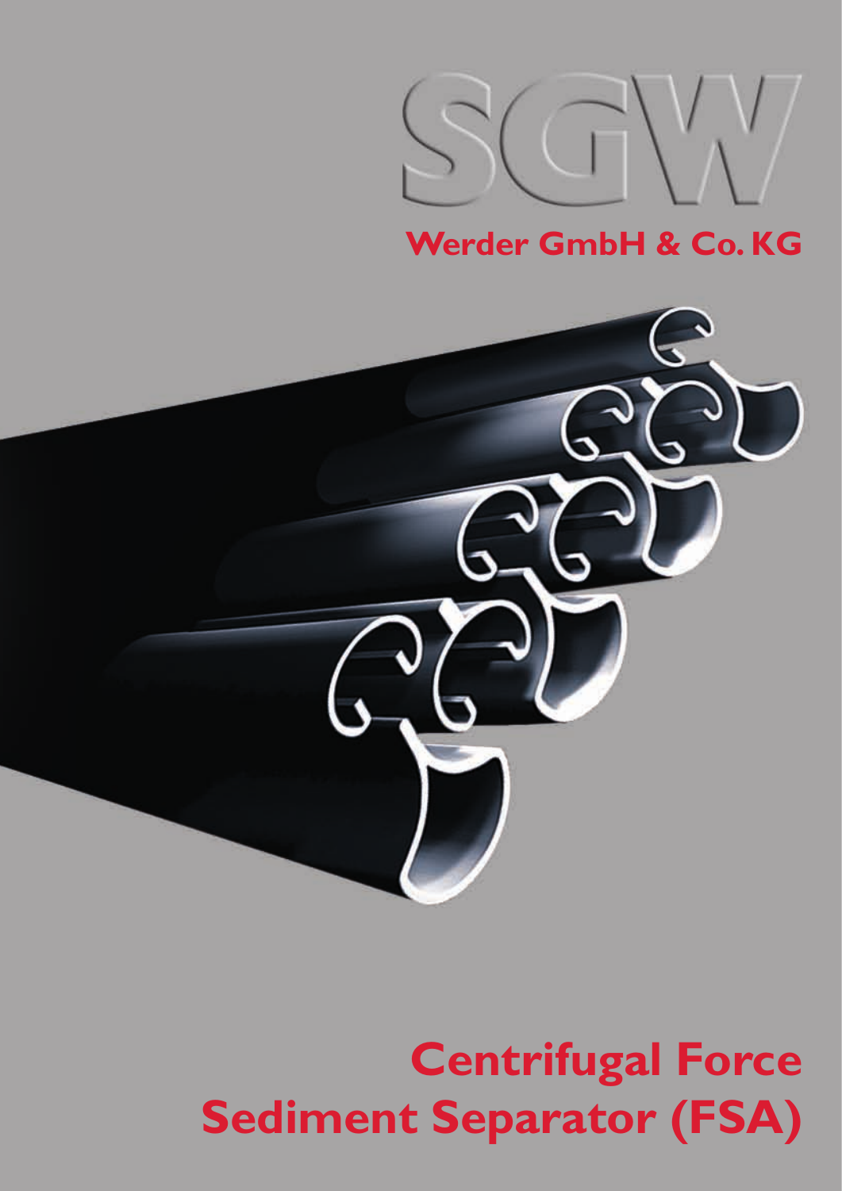SGW

Werder GmbH & Co. KG

# Centrifugal Force Sediment Separator (FSA)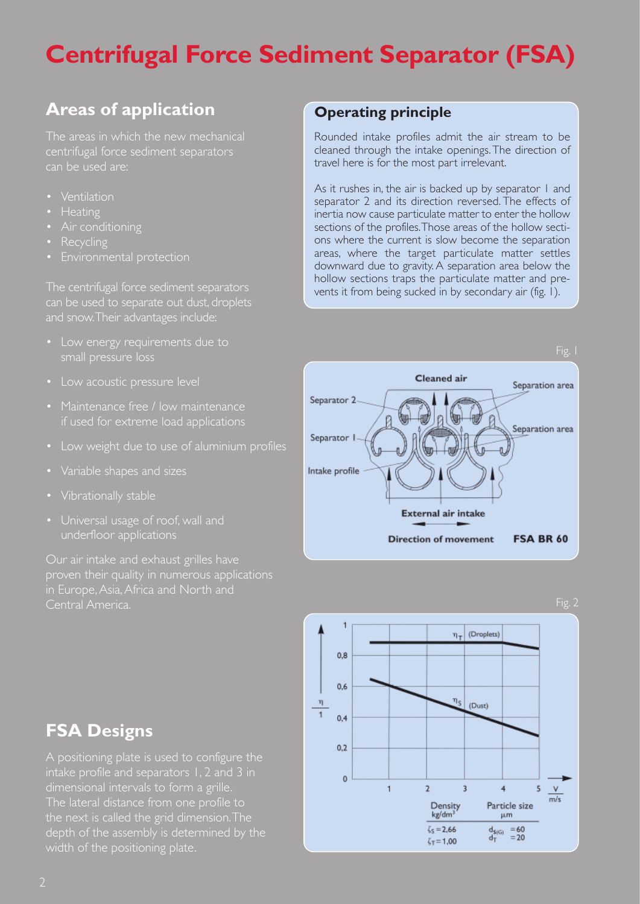# Centrifugal Force Sediment Separator (FSA)

## Areas of application

The areas in which the new mechanical centrifugal force sediment separators can be used are:

- Ventilation
- Heating
- Air conditioning
- Recycling
- Environmental protection

The centrifugal force sediment separators can be used to separate out dust, droplets and snow. Their advantages include:

- Low energy requirements due to small pressure loss
- Low acoustic pressure level
- Maintenance free / low maintenance if used for extreme load applications
- Low weight due to use of aluminium profiles
- Variable shapes and sizes
- Vibrationally stable
- Universal usage of roof, wall and underfloor applications

Our air intake and exhaust grilles have proven their quality in numerous applications in Europe, Asia, Africa and North and Central America.

## Operating principle

Rounded intake profiles admit the air stream to be cleaned through the intake openings. The direction of travel here is for the most part irrelevant.

As it rushes in, the air is backed up by separator 1 and separator 2 and its direction reversed. The effects of inertia now cause particulate matter to enter the hollow sections of the profiles. Those areas of the hollow sections where the current is slow become the separation areas, where the target particulate matter settles downward due to gravity. A separation area below the hollow sections traps the particulate matter and prevents it from being sucked in by secondary air (fig. 1).

Fig. 1

Cleaned air · Separation area · Separator 2 · Separator 1 · Separation area · Intake profile · External air intake · Direction of movement · FSA BR 60

Fig. 2

$\eta_T$ (Droplets) · $\eta_S$ (Dust) · $\frac{\eta}{1}$ · $\frac{V}{m/s}$

| Density kg/dm³ | Particle size µm |
|---|---|
| $\zeta_S = 2{,}66$ | $d_{S(G)} = 60$ |
| $\zeta_T = 1{,}00$ | $d_T = 20$ |

## FSA Designs

A positioning plate is used to configure the intake profile and separators 1, 2 and 3 in dimensional intervals to form a grille. The lateral distance from one profile to the next is called the grid dimension. The depth of the assembly is determined by the width of the positioning plate.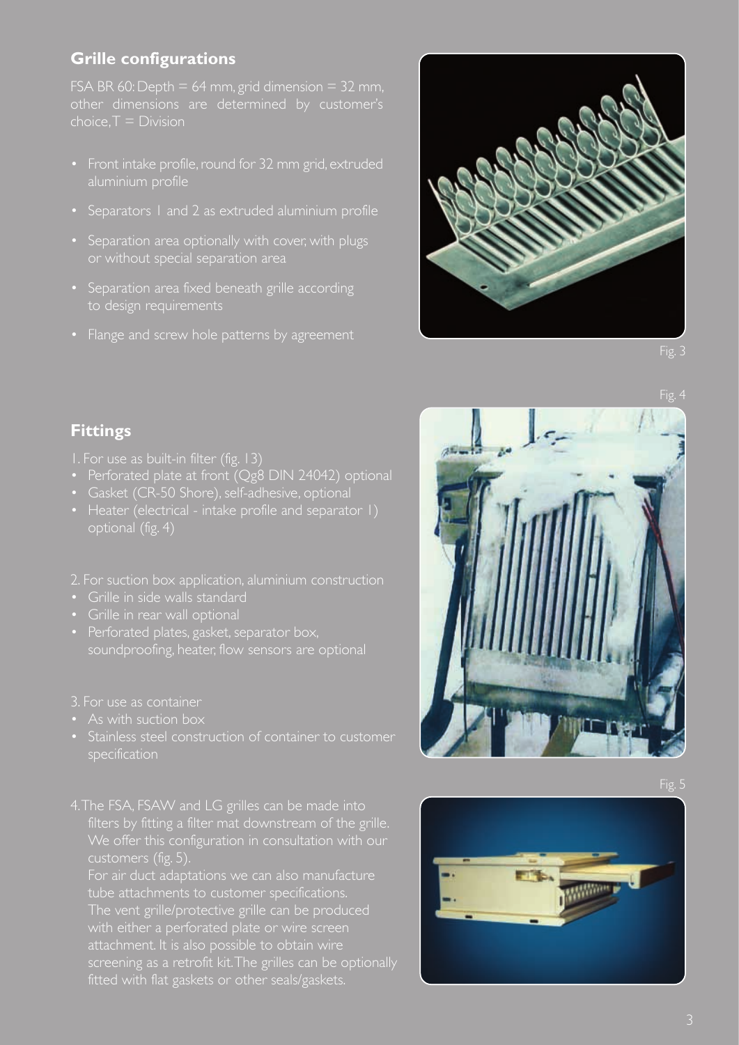## Grille configurations

FSA BR 60: Depth = 64 mm, grid dimension = 32 mm, other dimensions are determined by customer's choice, T = Division

- Front intake profile, round for 32 mm grid, extruded aluminium profile
- Separators 1 and 2 as extruded aluminium profile
- Separation area optionally with cover, with plugs or without special separation area
- Separation area fixed beneath grille according to design requirements
- Flange and screw hole patterns by agreement

Fig. 3

Fig. 4

## Fittings

1. For use as built-in filter (fig. 13)
- Perforated plate at front (Qg8 DIN 24042) optional
- Gasket (CR-50 Shore), self-adhesive, optional
- Heater (electrical - intake profile and separator 1) optional (fig. 4)

2. For suction box application, aluminium construction
- Grille in side walls standard
- Grille in rear wall optional
- Perforated plates, gasket, separator box, soundproofing, heater, flow sensors are optional

3. For use as container
- As with suction box
- Stainless steel construction of container to customer specification

4. The FSA, FSAW and LG grilles can be made into filters by fitting a filter mat downstream of the grille. We offer this configuration in consultation with our customers (fig. 5).
For air duct adaptations we can also manufacture tube attachments to customer specifications.
The vent grille/protective grille can be produced with either a perforated plate or wire screen attachment. It is also possible to obtain wire screening as a retrofit kit. The grilles can be optionally fitted with flat gaskets or other seals/gaskets.

Fig. 5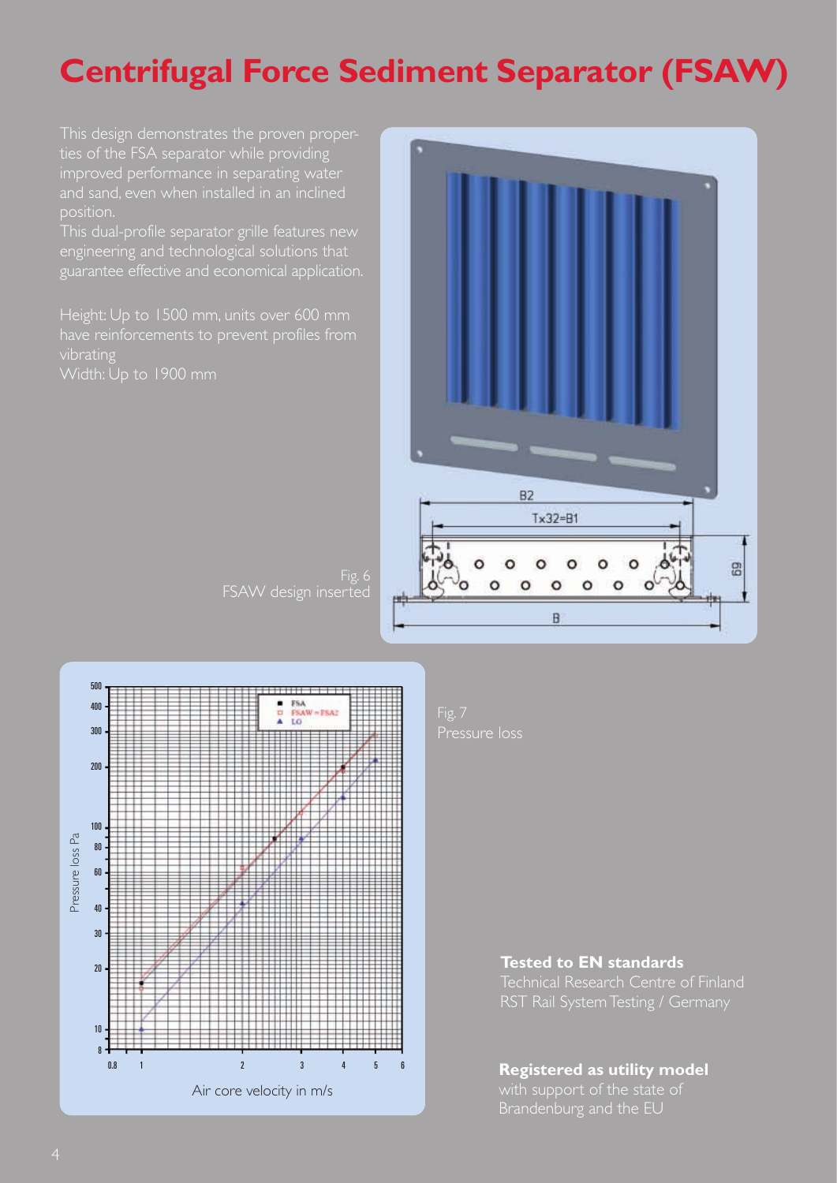# Centrifugal Force Sediment Separator (FSAW)

This design demonstrates the proven properties of the FSA separator while providing improved performance in separating water and sand, even when installed in an inclined position.
This dual-profile separator grille features new engineering and technological solutions that guarantee effective and economical application.

Height: Up to 1500 mm, units over 600 mm have reinforcements to prevent profiles from vibrating
Width: Up to 1900 mm

Fig. 6
FSAW design inserted

Fig. 7
Pressure loss

**Tested to EN standards**
Technical Research Centre of Finland
RST Rail System Testing / Germany

**Registered as utility model**
with support of the state of Brandenburg and the EU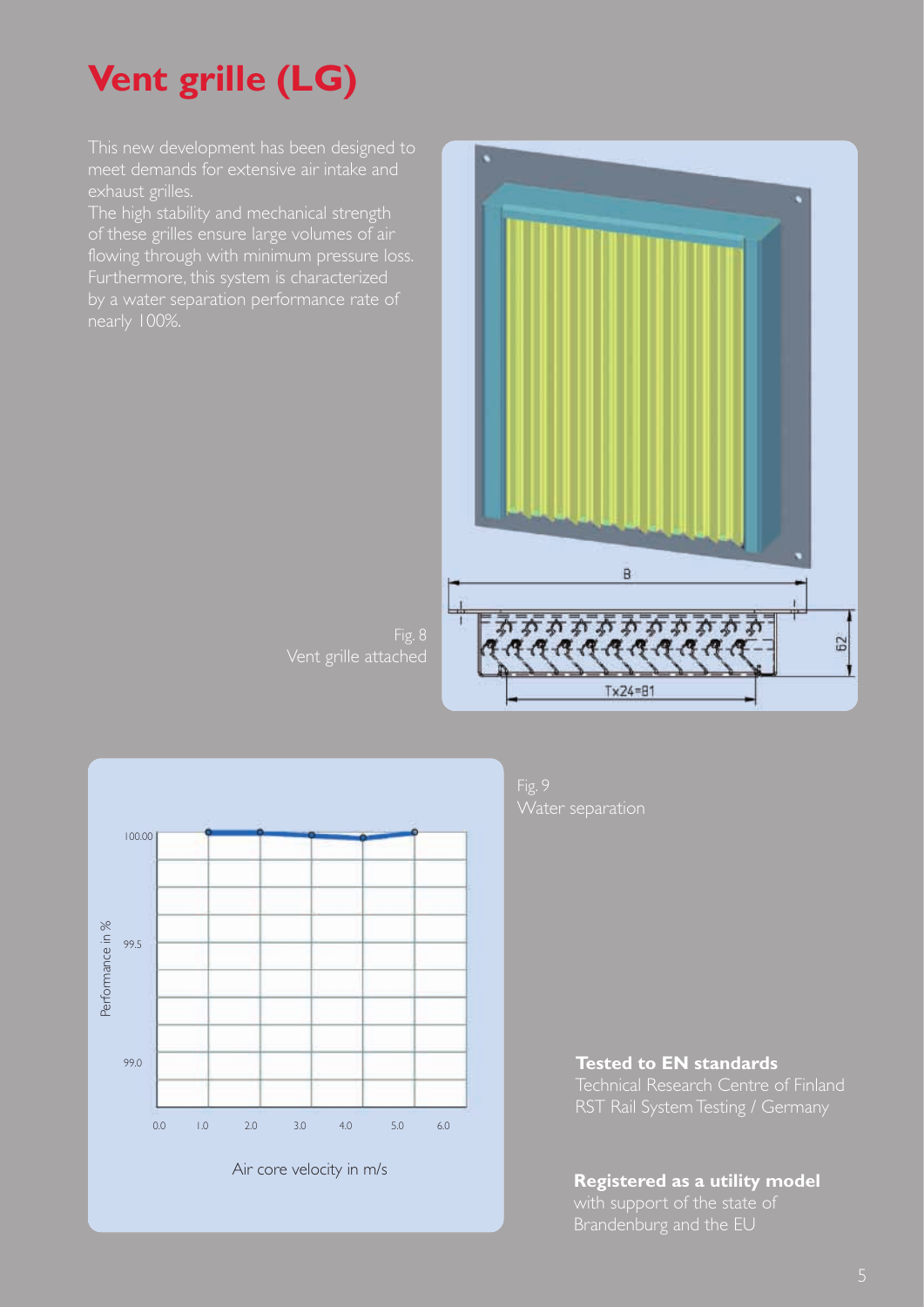# Vent grille (LG)

This new development has been designed to meet demands for extensive air intake and exhaust grilles.
The high stability and mechanical strength of these grilles ensure large volumes of air flowing through with minimum pressure loss. Furthermore, this system is characterized by a water separation performance rate of nearly 100%.

Fig. 8
Vent grille attached

Fig. 9
Water separation

**Tested to EN standards**
Technical Research Centre of Finland
RST Rail System Testing / Germany

**Registered as a utility model**
with support of the state of Brandenburg and the EU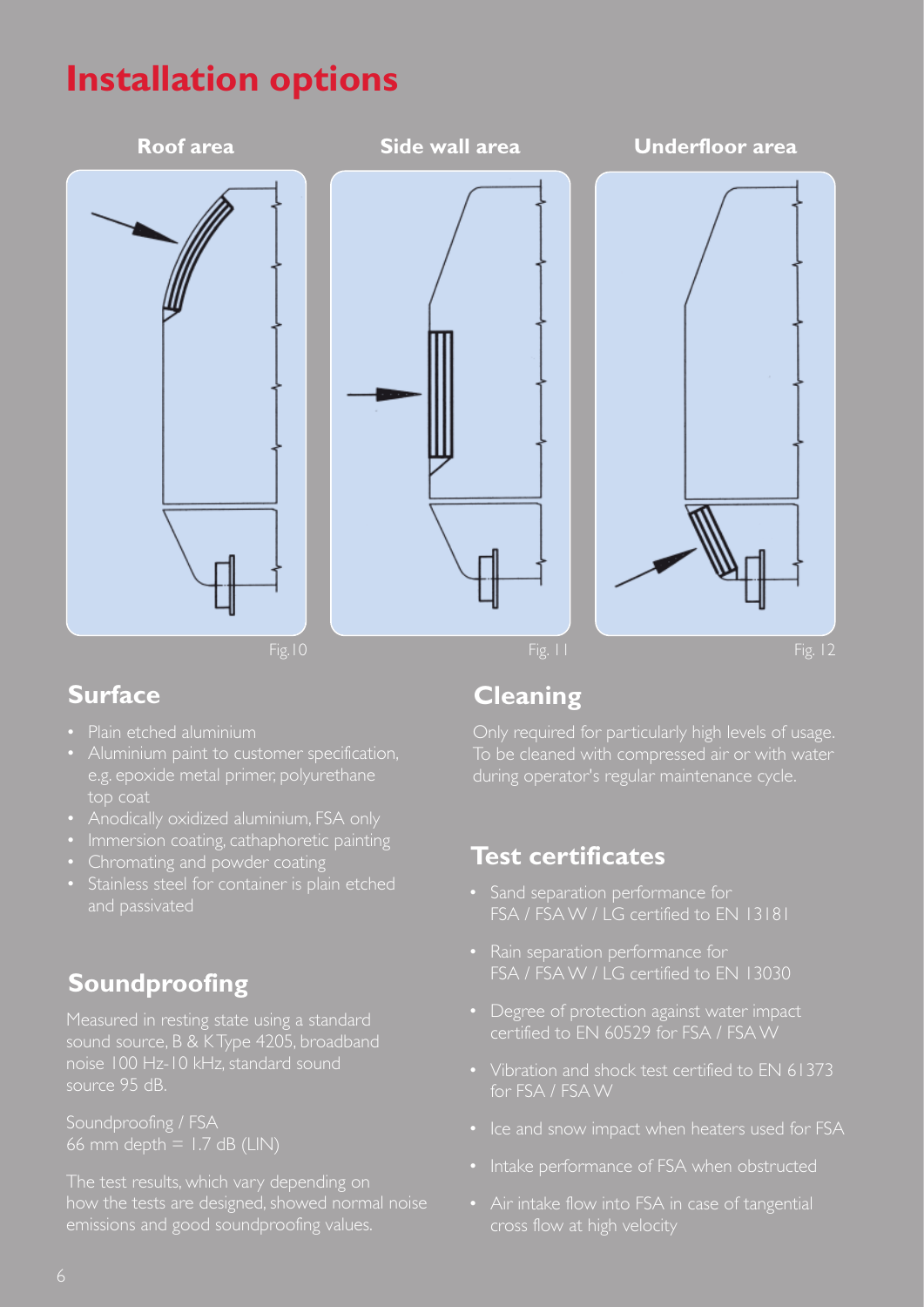# Installation options

**Roof area** | **Side wall area** | **Underfloor area**

Fig.10

Fig. 11

Fig. 12

## Surface

- Plain etched aluminium
- Aluminium paint to customer specification, e.g. epoxide metal primer, polyurethane top coat
- Anodically oxidized aluminium, FSA only
- Immersion coating, cathaphoretic painting
- Chromating and powder coating
- Stainless steel for container is plain etched and passivated

## Soundproofing

Measured in resting state using a standard sound source, B & K Type 4205, broadband noise 100 Hz-10 kHz, standard sound source 95 dB.

Soundproofing / FSA
66 mm depth = 1.7 dB (LIN)

The test results, which vary depending on how the tests are designed, showed normal noise emissions and good soundproofing values.

## Cleaning

Only required for particularly high levels of usage. To be cleaned with compressed air or with water during operator's regular maintenance cycle.

## Test certificates

- Sand separation performance for FSA / FSA W / LG certified to EN 13181
- Rain separation performance for FSA / FSA W / LG certified to EN 13030
- Degree of protection against water impact certified to EN 60529 for FSA / FSA W
- Vibration and shock test certified to EN 61373 for FSA / FSA W
- Ice and snow impact when heaters used for FSA
- Intake performance of FSA when obstructed
- Air intake flow into FSA in case of tangential cross flow at high velocity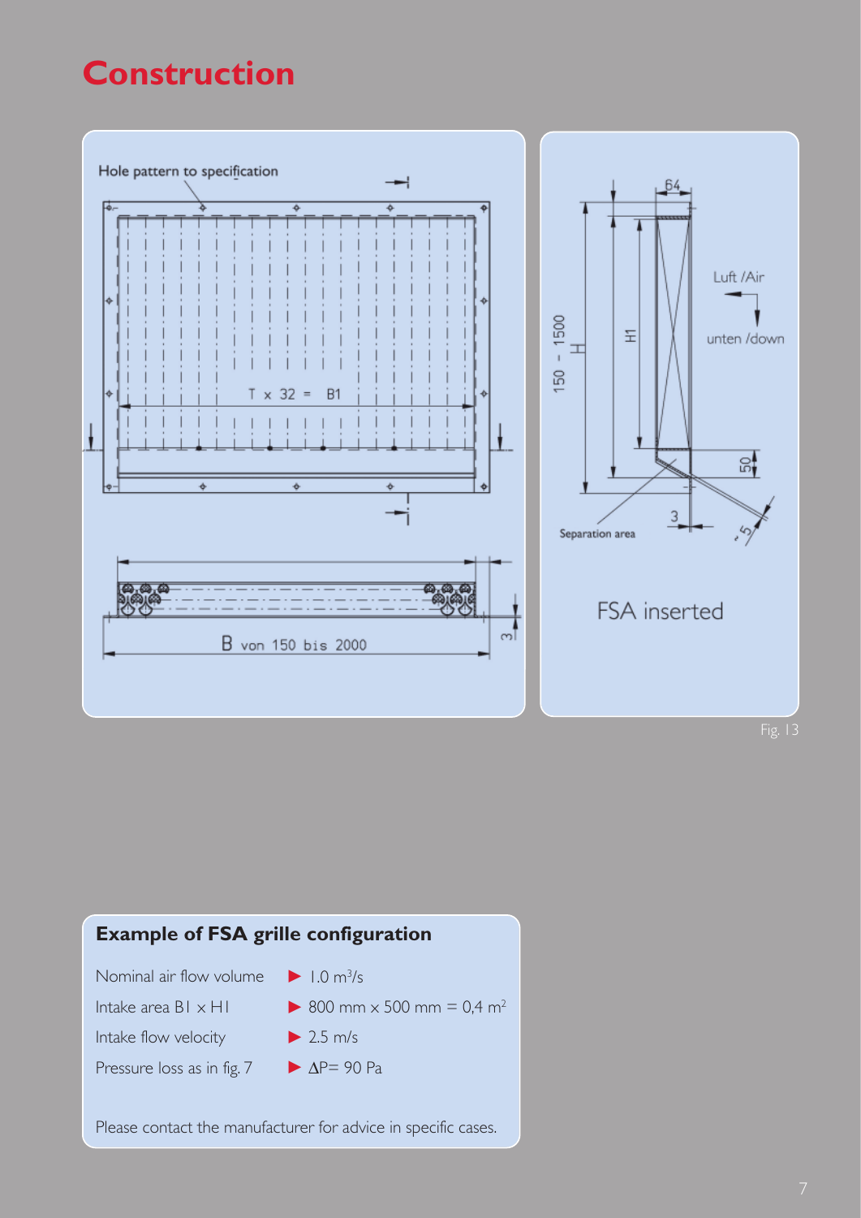# Construction

Hole pattern to specification

T x 32 = B1

B von 150 bis 2000

150 - 1500

H

H1

64

Luft /Air

unten /down

50

3

~5

Separation area

FSA inserted

Fig. 13

## Example of FSA grille configuration

| | |
|---|---|
| Nominal air flow volume | ► 1.0 $m^3/s$ |
| Intake area B1 x H1 | ► 800 mm x 500 mm = 0,4 $m^2$ |
| Intake flow velocity | ► 2.5 m/s |
| Pressure loss as in fig. 7 | ► $\Delta P$= 90 Pa |

Please contact the manufacturer for advice in specific cases.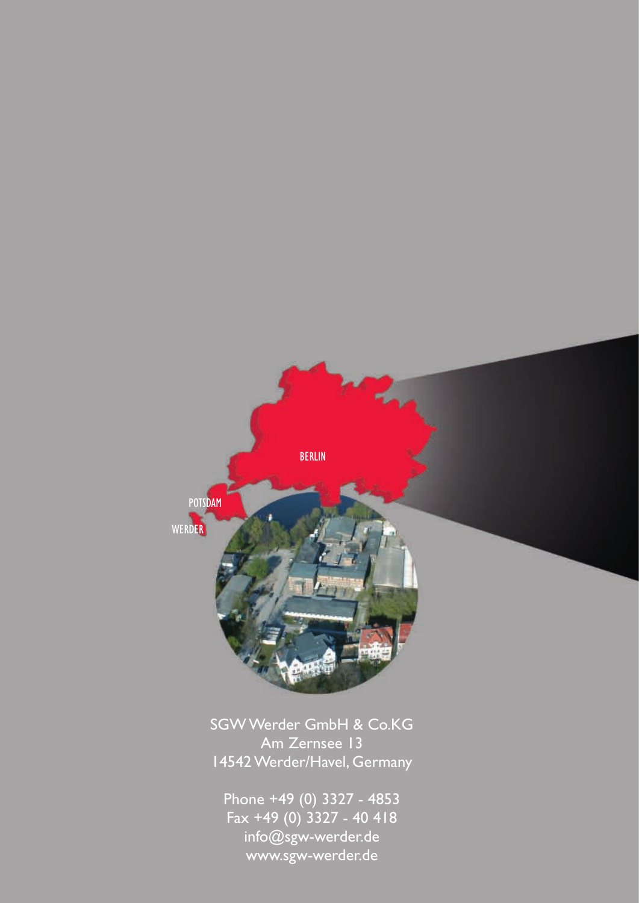BERLIN

POTSDAM

WERDER

SGW Werder GmbH & Co.KG
Am Zernsee 13
14542 Werder/Havel, Germany

Phone +49 (0) 3327 - 4853
Fax +49 (0) 3327 - 40 418
info@sgw-werder.de
www.sgw-werder.de